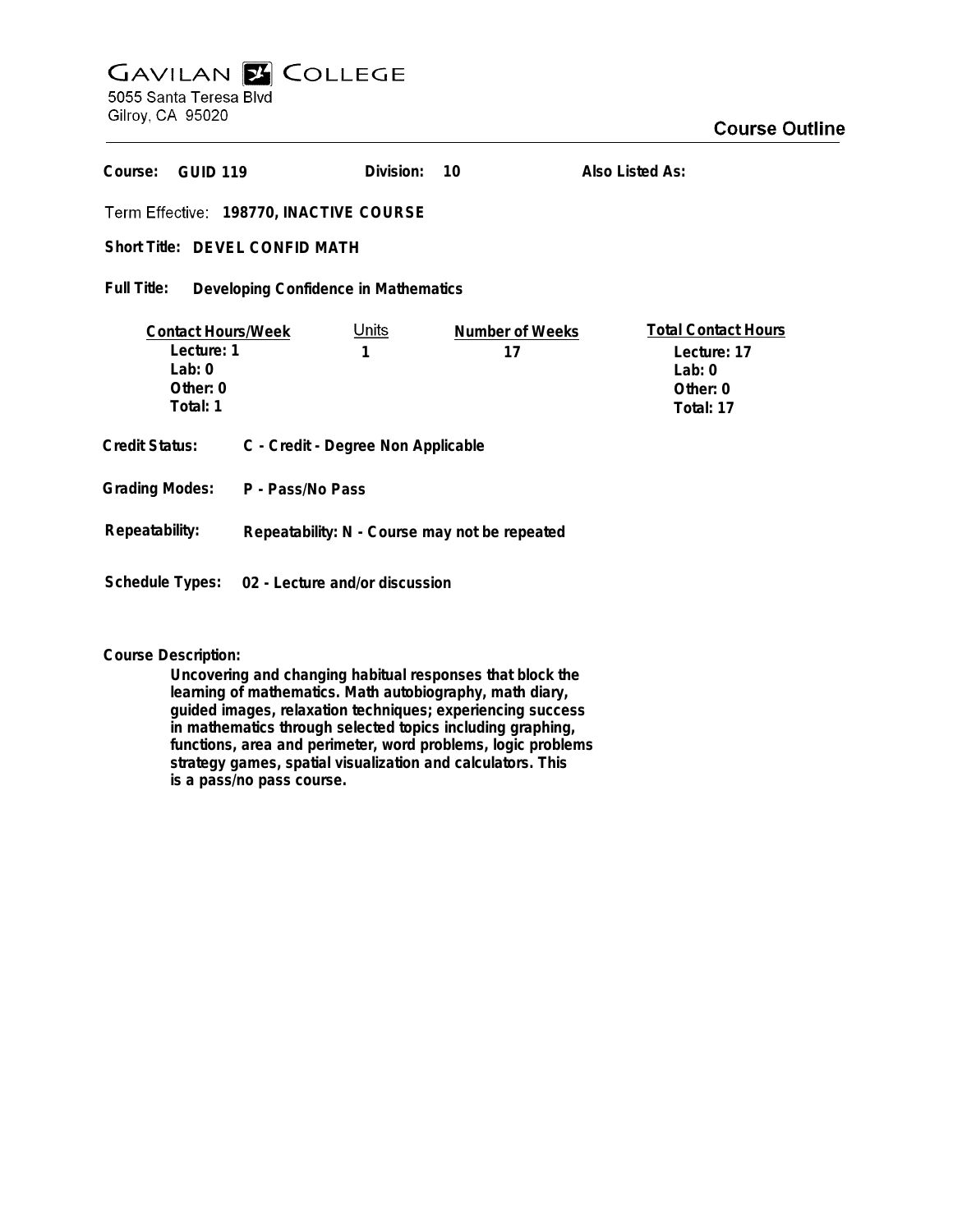# Gavilan College

5055 Santa Teresa Blvd
Gilroy, CA 95020

## Course Outline

**Course:** GUID 119 **Division:** 10 **Also Listed As:**

**Term Effective:** 198770, INACTIVE COURSE

**Short Title:** DEVEL CONFID MATH

**Full Title:** Developing Confidence in Mathematics

| Contact Hours/Week | Units | Number of Weeks | Total Contact Hours |
|---|---|---|---|
| Lecture: 1 | 1 | 17 | Lecture: 17 |
| Lab: 0 | | | Lab: 0 |
| Other: 0 | | | Other: 0 |
| Total: 1 | | | Total: 17 |

**Credit Status:** C - Credit - Degree Non Applicable

**Grading Modes:** P - Pass/No Pass

**Repeatability:** Repeatability: N - Course may not be repeated

**Schedule Types:** 02 - Lecture and/or discussion

**Course Description:**

Uncovering and changing habitual responses that block the learning of mathematics. Math autobiography, math diary, guided images, relaxation techniques; experiencing success in mathematics through selected topics including graphing, functions, area and perimeter, word problems, logic problems strategy games, spatial visualization and calculators. This is a pass/no pass course.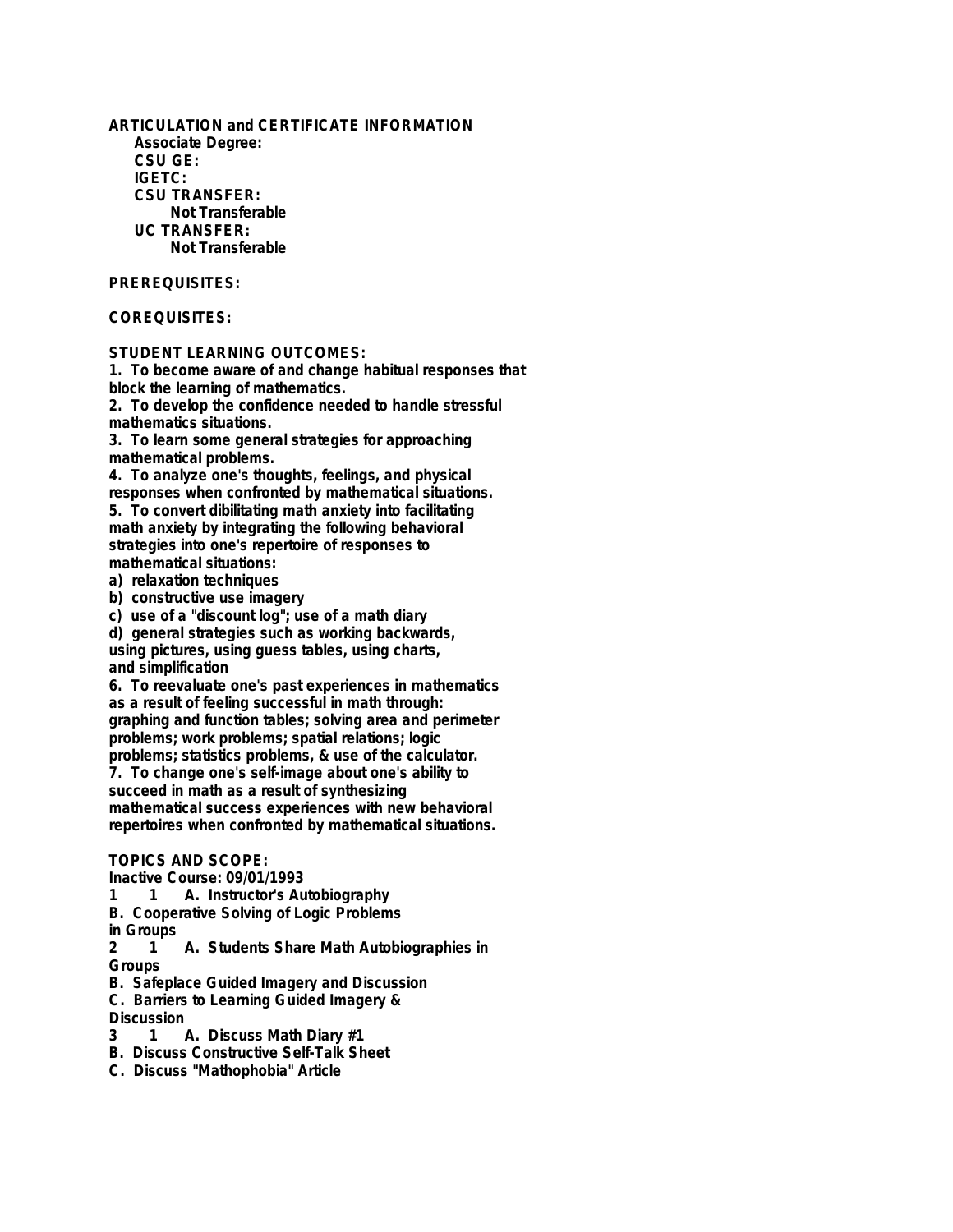**ARTICULATION and CERTIFICATE INFORMATION**

**Associate Degree:**

**CSU GE:**

**IGETC:**

**CSU TRANSFER:**

**Not Transferable**

**UC TRANSFER:**

**Not Transferable**

**PREREQUISITES:**

**COREQUISITES:**

**STUDENT LEARNING OUTCOMES:**

1. To become aware of and change habitual responses that block the learning of mathematics.
2. To develop the confidence needed to handle stressful mathematics situations.
3. To learn some general strategies for approaching mathematical problems.
4. To analyze one's thoughts, feelings, and physical responses when confronted by mathematical situations.
5. To convert dibilitating math anxiety into facilitating math anxiety by integrating the following behavioral strategies into one's repertoire of responses to mathematical situations:
   a) relaxation techniques
   b) constructive use imagery
   c) use of a "discount log"; use of a math diary
   d) general strategies such as working backwards, using pictures, using guess tables, using charts, and simplification
6. To reevaluate one's past experiences in mathematics as a result of feeling successful in math through: graphing and function tables; solving area and perimeter problems; work problems; spatial relations; logic problems; statistics problems, & use of the calculator.
7. To change one's self-image about one's ability to succeed in math as a result of synthesizing mathematical success experiences with new behavioral repertoires when confronted by mathematical situations.

**TOPICS AND SCOPE:**

Inactive Course: 09/01/1993

1 1 A. Instructor's Autobiography
B. Cooperative Solving of Logic Problems in Groups

2 1 A. Students Share Math Autobiographies in Groups
B. Safeplace Guided Imagery and Discussion
C. Barriers to Learning Guided Imagery & Discussion

3 1 A. Discuss Math Diary #1
B. Discuss Constructive Self-Talk Sheet
C. Discuss "Mathophobia" Article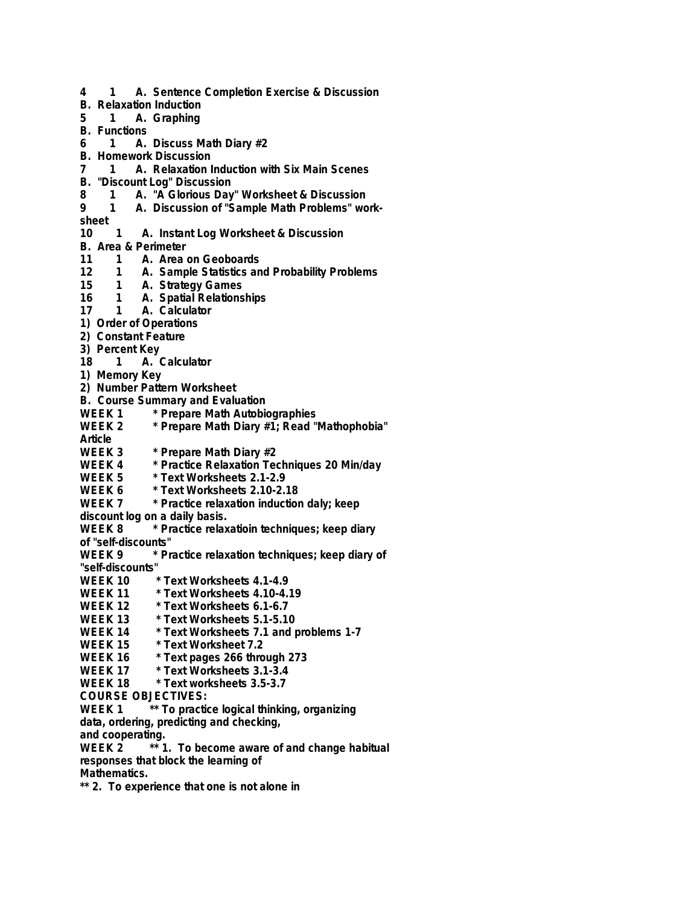4 1 A. Sentence Completion Exercise & Discussion
B. Relaxation Induction
5 1 A. Graphing
B. Functions
6 1 A. Discuss Math Diary #2
B. Homework Discussion
7 1 A. Relaxation Induction with Six Main Scenes
B. "Discount Log" Discussion
8 1 A. "A Glorious Day" Worksheet & Discussion
9 1 A. Discussion of "Sample Math Problems" work-
sheet
10 1 A. Instant Log Worksheet & Discussion
B. Area & Perimeter
11 1 A. Area on Geoboards
12 1 A. Sample Statistics and Probability Problems
15 1 A. Strategy Games
16 1 A. Spatial Relationships
17 1 A. Calculator
1) Order of Operations
2) Constant Feature
3) Percent Key
18 1 A. Calculator
1) Memory Key
2) Number Pattern Worksheet
B. Course Summary and Evaluation
WEEK 1 * Prepare Math Autobiographies
WEEK 2 * Prepare Math Diary #1; Read "Mathophobia"
Article
WEEK 3 * Prepare Math Diary #2
WEEK 4 * Practice Relaxation Techniques 20 Min/day
WEEK 5 * Text Worksheets 2.1-2.9
WEEK 6 * Text Worksheets 2.10-2.18
WEEK 7 * Practice relaxation induction daly; keep
discount log on a daily basis.
WEEK 8 * Practice relaxatioin techniques; keep diary
of "self-discounts"
WEEK 9 * Practice relaxation techniques; keep diary of
"self-discounts"
WEEK 10 * Text Worksheets 4.1-4.9
WEEK 11 * Text Worksheets 4.10-4.19
WEEK 12 * Text Worksheets 6.1-6.7
WEEK 13 * Text Worksheets 5.1-5.10
WEEK 14 * Text Worksheets 7.1 and problems 1-7
WEEK 15 * Text Worksheet 7.2
WEEK 16 * Text pages 266 through 273
WEEK 17 * Text Worksheets 3.1-3.4
WEEK 18 * Text worksheets 3.5-3.7
COURSE OBJECTIVES:
WEEK 1 ** To practice logical thinking, organizing
data, ordering, predicting and checking,
and cooperating.
WEEK 2 ** 1. To become aware of and change habitual
responses that block the learning of
Mathematics.
** 2. To experience that one is not alone in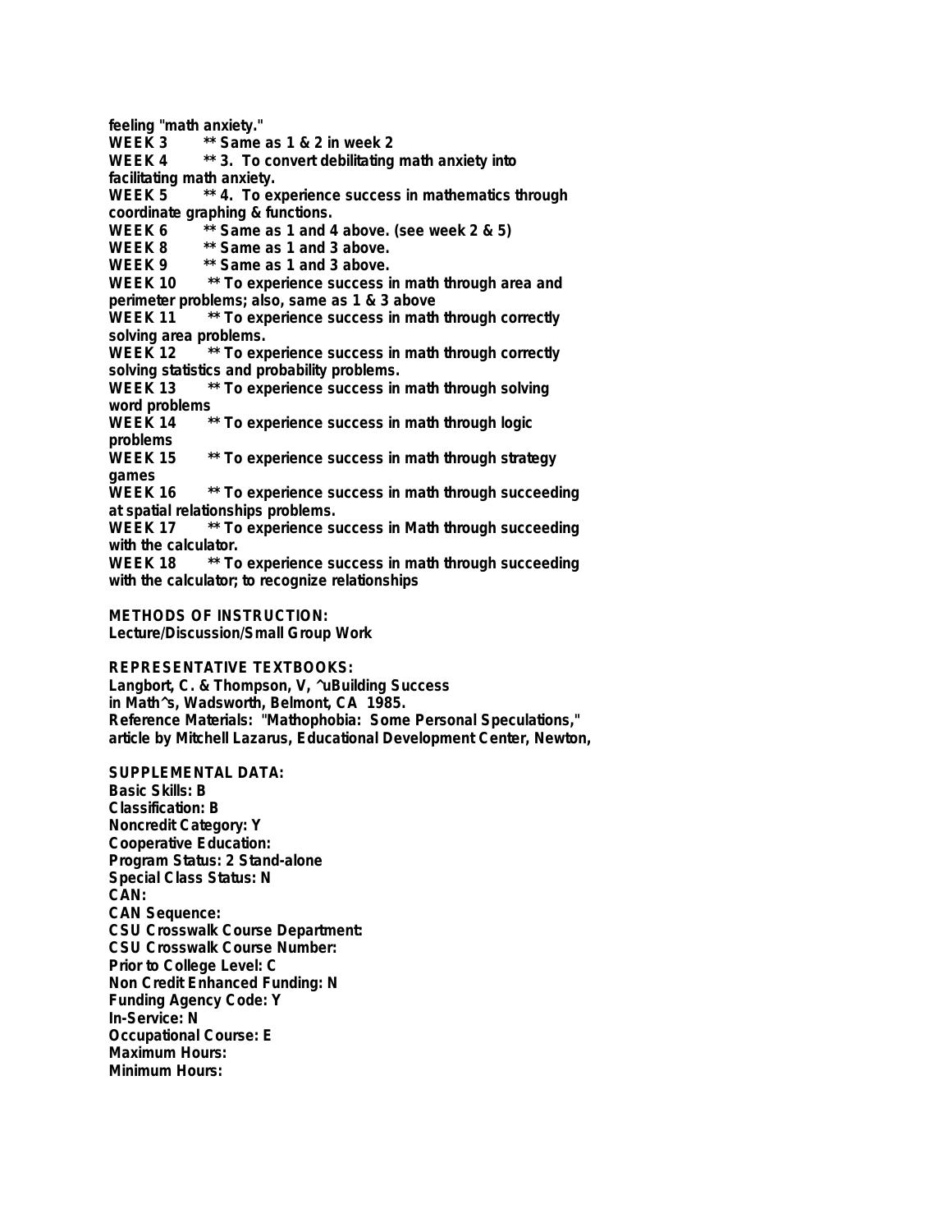feeling "math anxiety."

WEEK 3 ** Same as 1 & 2 in week 2

WEEK 4 ** 3. To convert debilitating math anxiety into facilitating math anxiety.

WEEK 5 ** 4. To experience success in mathematics through coordinate graphing & functions.

WEEK 6 ** Same as 1 and 4 above. (see week 2 & 5)

WEEK 8 ** Same as 1 and 3 above.

WEEK 9 ** Same as 1 and 3 above.

WEEK 10 ** To experience success in math through area and perimeter problems; also, same as 1 & 3 above

WEEK 11 ** To experience success in math through correctly solving area problems.

WEEK 12 ** To experience success in math through correctly solving statistics and probability problems.

WEEK 13 ** To experience success in math through solving word problems

WEEK 14 ** To experience success in math through logic problems

WEEK 15 ** To experience success in math through strategy games

WEEK 16 ** To experience success in math through succeeding at spatial relationships problems.

WEEK 17 ** To experience success in Math through succeeding with the calculator.

WEEK 18 ** To experience success in math through succeeding with the calculator; to recognize relationships

**METHODS OF INSTRUCTION:**
Lecture/Discussion/Small Group Work

**REPRESENTATIVE TEXTBOOKS:**
Langbort, C. & Thompson, V, ^uBuilding Success in Math^s, Wadsworth, Belmont, CA 1985.
Reference Materials: "Mathophobia: Some Personal Speculations," article by Mitchell Lazarus, Educational Development Center, Newton,

**SUPPLEMENTAL DATA:**
Basic Skills: B
Classification: B
Noncredit Category: Y
Cooperative Education:
Program Status: 2 Stand-alone
Special Class Status: N
CAN:
CAN Sequence:
CSU Crosswalk Course Department:
CSU Crosswalk Course Number:
Prior to College Level: C
Non Credit Enhanced Funding: N
Funding Agency Code: Y
In-Service: N
Occupational Course: E
Maximum Hours:
Minimum Hours: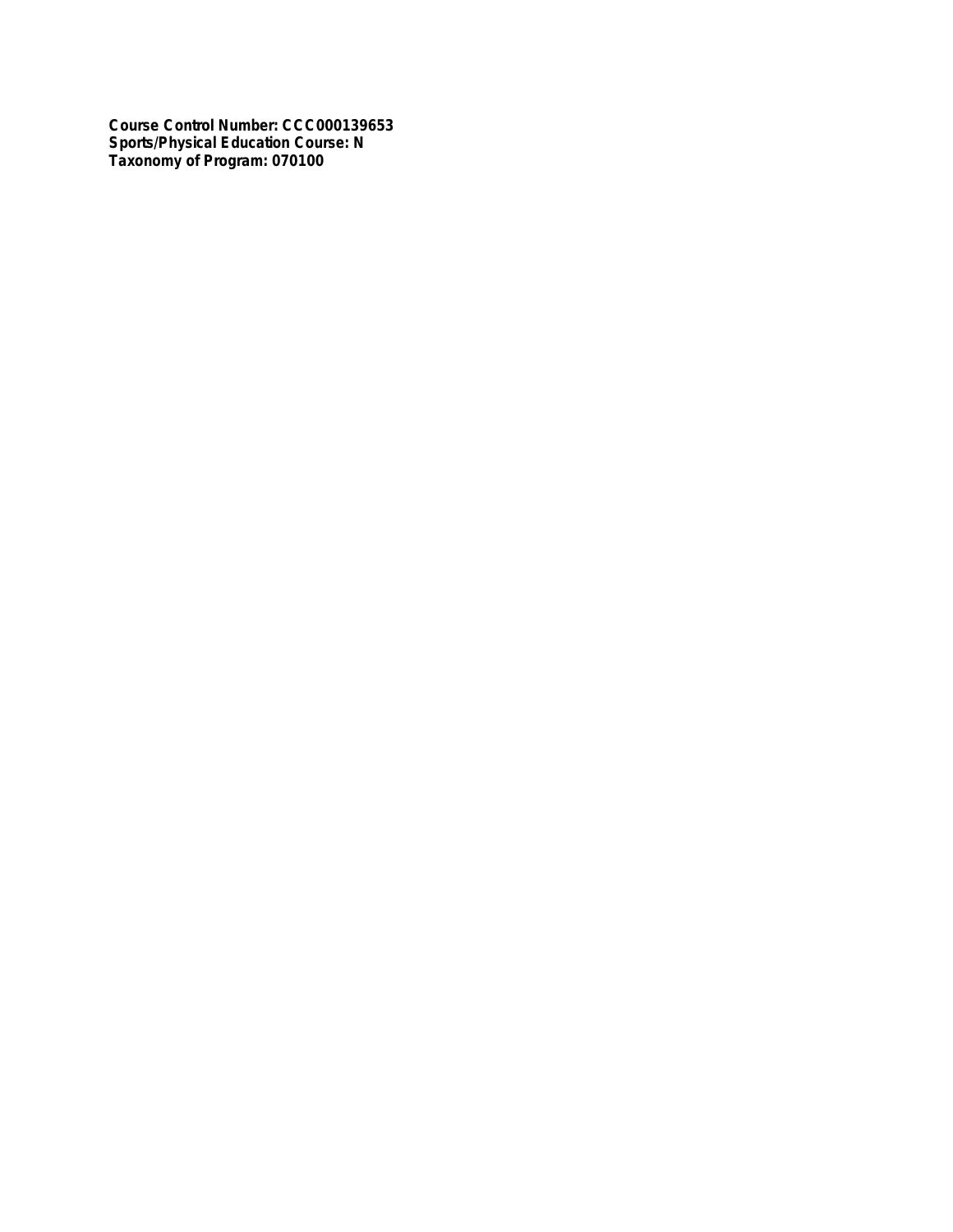**Course Control Number: CCC000139653**
**Sports/Physical Education Course: N**
**Taxonomy of Program: 070100**